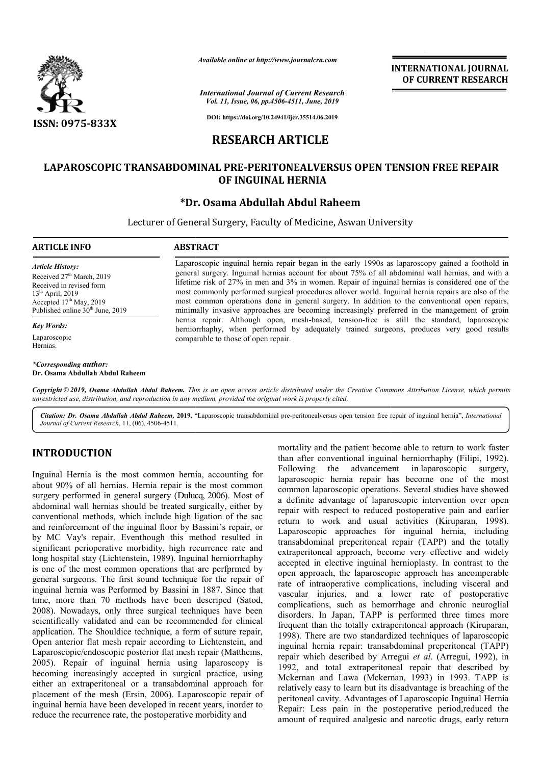# RESEARCH ARTICLE

## LAPAROSCOPIC TRANSABDOMINAL PRE-PERITONEALVERSUS OPEN TENSION FREE REPAIR OF INGUINAL HERNIA

**\*Dr. Osama Abdullah Abdul Raheem**

Lecturer of General Surgery, Faculty of Medicine, Aswan University

**ARTICLE INFO**

*Article History:*
Received 27th March, 2019
Received in revised form
13th April, 2019
Accepted 17th May, 2019
Published online 30th June, 2019

*Key Words:*
Laparoscopic
Hernias.

*\*Corresponding author:*
**Dr. Osama Abdullah Abdul Raheem**

**ABSTRACT**

Laparoscopic inguinal hernia repair began in the early 1990s as laparoscopy gained a foothold in general surgery. Inguinal hernias account for about 75% of all abdominal wall hernias, and with a lifetime risk of 27% in men and 3% in women. Repair of inguinal hernias is considered one of the most commonly performed surgical procedures allover world. Inguinal hernia repairs are also of the most common operations done in general surgery. In addition to the conventional open repairs, minimally invasive approaches are becoming increasingly preferred in the management of groin hernia repair. Although open, mesh-based, tension-free is still the standard, laparoscopic herniorrhaphy, when performed by adequately trained surgeons, produces very good results comparable to those of open repair.

*Copyright © 2019, Osama Abdullah Abdul Raheem. This is an open access article distributed under the Creative Commons Attribution License, which permits unrestricted use, distribution, and reproduction in any medium, provided the original work is properly cited.*

*Citation: Dr. Osama Abdullah Abdul Raheem,* **2019.** "Laparoscopic transabdominal pre-peritonealversus open tension free repair of inguinal hernia", *International Journal of Current Research*, 11, (06), 4506-4511.

## INTRODUCTION

Inguinal Hernia is the most common hernia, accounting for about 90% of all hernias. Hernia repair is the most common surgery performed in general surgery (Dulucq, 2006). Most of abdominal wall hernias should be treated surgically, either by conventional methods, which include high ligation of the sac and reinforcement of the inguinal floor by Bassini's repair, or by MC Vay's repair. Eventhough this method resulted in significant perioperative morbidity, high recurrence rate and long hospital stay (Lichtenstein, 1989). Inguinal herniorrhaphy is one of the most common operations that are perfprmed by general surgeons. The first sound technique for the repair of inguinal hernia was Performed by Bassini in 1887. Since that time, more than 70 methods have been descriped (Satod, 2008). Nowadays, only three surgical techniques have been scientifically validated and can be recommended for clinical application. The Shouldice technique, a form of suture repair, Open anterior flat mesh repair according to Lichtenstein, and Laparoscopic/endoscopic posterior flat mesh repair (Matthems, 2005). Repair of inguinal hernia using laparoscopy is becoming increasingly accepted in surgical practice, using either an extraperitoneal or a transabdominal approach for placement of the mesh (Ersin, 2006). Laparoscopic repair of inguinal hernia have been developed in recent years, inorder to reduce the recurrence rate, the postoperative morbidity and mortality and the patient become able to return to work faster than after conventional inguinal herniorrhaphy (Filipi, 1992). Following the advancement in laparoscopic surgery, laparoscopic hernia repair has become one of the most common laparoscopic operations. Several studies have showed a definite advantage of laparoscopic intervention over open repair with respect to reduced postoperative pain and earlier return to work and usual activities (Kiruparan, 1998). Laparoscopic approaches for inguinal hernia, including transabdominal preperitoneal repair (TAPP) and the totally extraperitoneal approach, become very effective and widely accepted in elective inguinal hernioplasty. In contrast to the open approach, the laparoscopic approach has ancomperable rate of intraoperative complications, including visceral and vascular injuries, and a lower rate of postoperative complications, such as hemorrhage and chronic neuroglial disorders. In Japan, TAPP is performed three times more frequent than the totally extraperitoneal approach (Kiruparan, 1998). There are two standardized techniques of laparoscopic inguinal hernia repair: transabdominal preperitoneal (TAPP) repair which described by Arregui *et al*. (Arregui, 1992), in 1992, and total extraperitoneal repair that described by Mckernan and Lawa (Mckernan, 1993) in 1993. TAPP is relatively easy to learn but its disadvantage is breaching of the peritoneal cavity. Advantages of Laparoscopic Inguinal Hernia Repair: Less pain in the postoperative period,reduced the amount of required analgesic and narcotic drugs, early return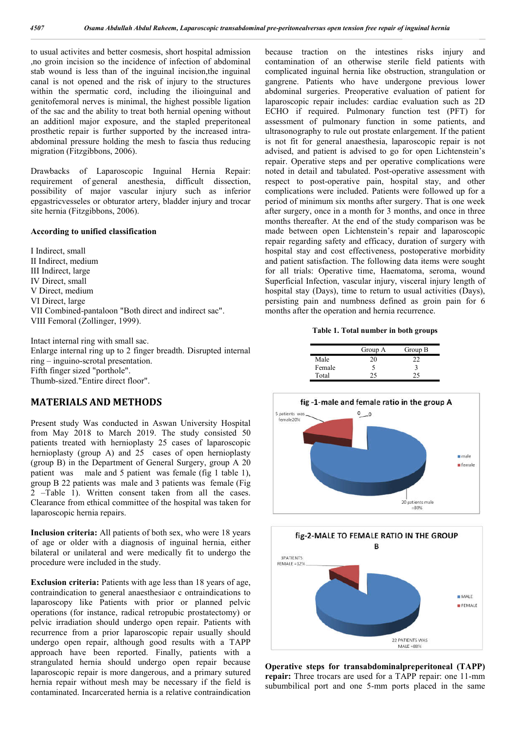to usual activites and better cosmesis, short hospital admission ,no groin incision so the incidence of infection of abdominal stab wound is less than of the inguinal incision,the inguinal canal is not opened and the risk of injury to the structures within the spermatic cord, including the ilioinguinal and genitofemoral nerves is minimal, the highest possible ligation of the sac and the ability to treat both hernial opening without an additionl major exposure, and the stapled preperitoneal prosthetic repair is further supported by the increased intra-abdominal pressure holding the mesh to fascia thus reducing migration (Fitzgibbons, 2006).

Drawbacks of Laparoscopic Inguinal Hernia Repair: requirement of general anesthesia, difficult dissection, possibility of major vascular injury such as inferior epgastricvesseles or obturator artery, bladder injury and trocar site hernia (Fitzgibbons, 2006).

**According to unified classification**

I Indirect, small
II Indirect, medium
III Indirect, large
IV Direct, small
V Direct, medium
VI Direct, large
VII Combined-pantaloon "Both direct and indirect sac".
VIII Femoral (Zollinger, 1999).

Intact internal ring with small sac.
Enlarge internal ring up to 2 finger breadth. Disrupted internal ring – inguino-scrotal presentation.
Fifth finger sized "porthole".
Thumb-sized."Entire direct floor".

## MATERIALS AND METHODS

Present study Was conducted in Aswan University Hospital from May 2018 to March 2019. The study consisted 50 patients treated with hernioplasty 25 cases of laparoscopic hernioplasty (group A) and 25 cases of open hernioplasty (group B) in the Department of General Surgery, group A 20 patient was male and 5 patient was female (fig 1 table 1), group B 22 patients was male and 3 patients was female (Fig 2 –Table 1). Written consent taken from all the cases. Clearance from ethical committee of the hospital was taken for laparoscopic hernia repairs.

**Inclusion criteria:** All patients of both sex, who were 18 years of age or older with a diagnosis of inguinal hernia, either bilateral or unilateral and were medically fit to undergo the procedure were included in the study.

**Exclusion criteria:** Patients with age less than 18 years of age, contraindication to general anaesthesiaor c ontraindications to laparoscopy like Patients with prior or planned pelvic operations (for instance, radical retropubic prostatectomy) or pelvic irradiation should undergo open repair. Patients with recurrence from a prior laparoscopic repair usually should undergo open repair, although good results with a TAPP approach have been reported. Finally, patients with a strangulated hernia should undergo open repair because laparoscopic repair is more dangerous, and a primary sutured hernia repair without mesh may be necessary if the field is contaminated. Incarcerated hernia is a relative contraindication because traction on the intestines risks injury and contamination of an otherwise sterile field patients with complicated inguinal hernia like obstruction, strangulation or gangrene. Patients who have undergone previous lower abdominal surgeries. Preoperative evaluation of patient for laparoscopic repair includes: cardiac evaluation such as 2D ECHO if required. Pulmonary function test (PFT) for assessment of pulmonary function in some patients, and ultrasonography to rule out prostate enlargement. If the patient is not fit for general anaesthesia, laparoscopic repair is not advised, and patient is advised to go for open Lichtenstein's repair. Operative steps and per operative complications were noted in detail and tabulated. Post-operative assessment with respect to post-operative pain, hospital stay, and other complications were included. Patients were followed up for a period of minimum six months after surgery. That is one week after surgery, once in a month for 3 months, and once in three months thereafter. At the end of the study comparison was be made between open Lichtenstein's repair and laparoscopic repair regarding safety and efficacy, duration of surgery with hospital stay and cost effectiveness, postoperative morbidity and patient satisfaction. The following data items were sought for all trials: Operative time, Haematoma, seroma, wound Superficial Infection, vascular injury, visceral injury length of hospital stay (Days), time to return to usual activities (Days), persisting pain and numbness defined as groin pain for 6 months after the operation and hernia recurrence.

**Table 1. Total number in both groups**

| | Group A | Group B |
|---|---|---|
| Male | 20 | 22 |
| Female | 5 | 3 |
| Total | 25 | 25 |

fig -1-male and female ratio in the group A

fig-2-MALE TO FEMALE RATIO IN THE GROUP B

**Operative steps for transabdominalpreperitoneal (TAPP) repair:** Three trocars are used for a TAPP repair: one 11-mm subumbilical port and one 5-mm ports placed in the same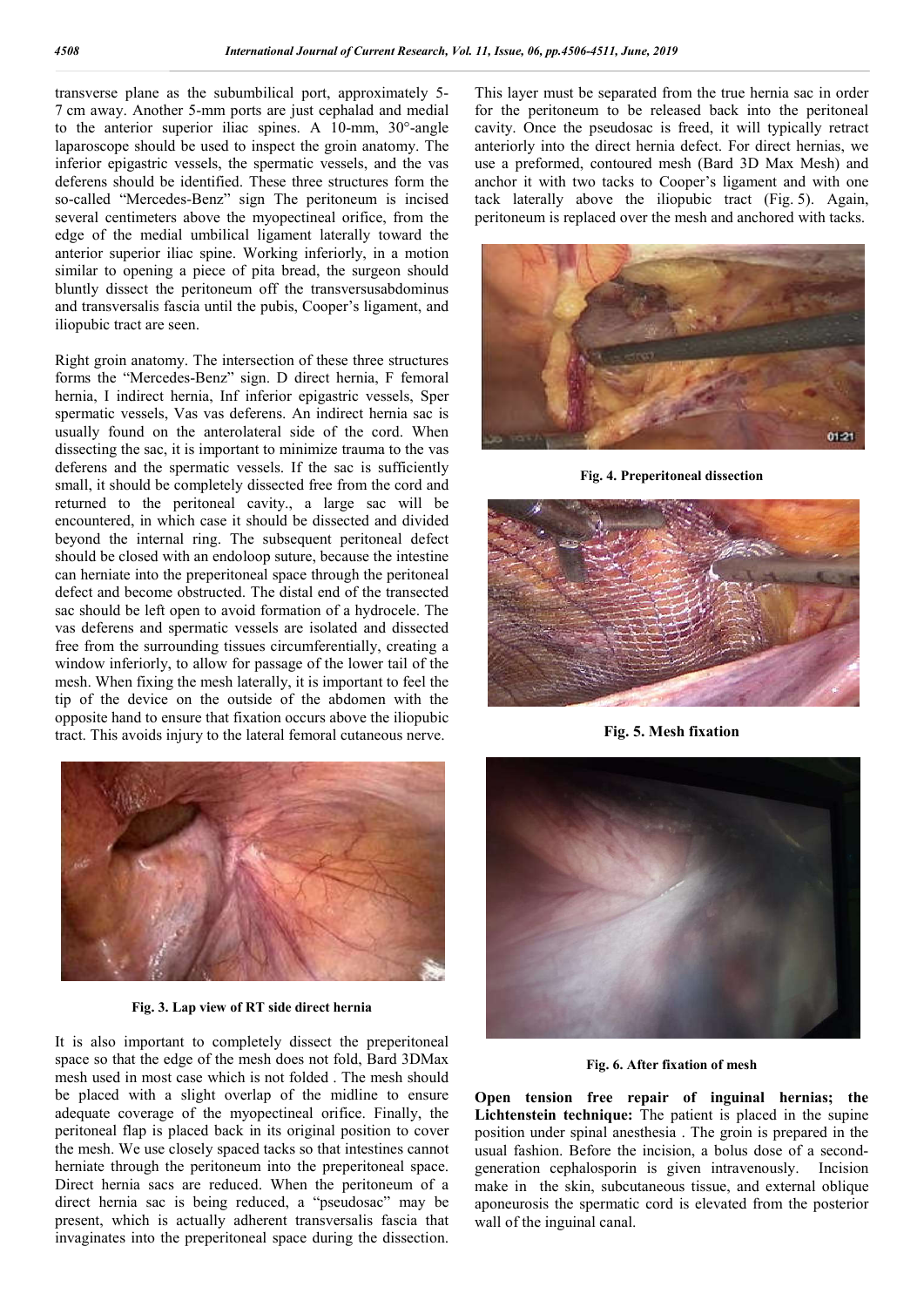transverse plane as the subumbilical port, approximately 5-7 cm away. Another 5-mm ports are just cephalad and medial to the anterior superior iliac spines. A 10-mm, 30°-angle laparoscope should be used to inspect the groin anatomy. The inferior epigastric vessels, the spermatic vessels, and the vas deferens should be identified. These three structures form the so-called "Mercedes-Benz" sign The peritoneum is incised several centimeters above the myopectineal orifice, from the edge of the medial umbilical ligament laterally toward the anterior superior iliac spine. Working inferiorly, in a motion similar to opening a piece of pita bread, the surgeon should bluntly dissect the peritoneum off the transversusabdominus and transversalis fascia until the pubis, Cooper's ligament, and iliopubic tract are seen.

Right groin anatomy. The intersection of these three structures forms the "Mercedes-Benz" sign. D direct hernia, F femoral hernia, I indirect hernia, Inf inferior epigastric vessels, Sper spermatic vessels, Vas vas deferens. An indirect hernia sac is usually found on the anterolateral side of the cord. When dissecting the sac, it is important to minimize trauma to the vas deferens and the spermatic vessels. If the sac is sufficiently small, it should be completely dissected free from the cord and returned to the peritoneal cavity., a large sac will be encountered, in which case it should be dissected and divided beyond the internal ring. The subsequent peritoneal defect should be closed with an endoloop suture, because the intestine can herniate into the preperitoneal space through the peritoneal defect and become obstructed. The distal end of the transected sac should be left open to avoid formation of a hydrocele. The vas deferens and spermatic vessels are isolated and dissected free from the surrounding tissues circumferentially, creating a window inferiorly, to allow for passage of the lower tail of the mesh. When fixing the mesh laterally, it is important to feel the tip of the device on the outside of the abdomen with the opposite hand to ensure that fixation occurs above the iliopubic tract. This avoids injury to the lateral femoral cutaneous nerve.

**Fig. 3. Lap view of RT side direct hernia**

It is also important to completely dissect the preperitoneal space so that the edge of the mesh does not fold, Bard 3DMax mesh used in most case which is not folded . The mesh should be placed with a slight overlap of the midline to ensure adequate coverage of the myopectineal orifice. Finally, the peritoneal flap is placed back in its original position to cover the mesh. We use closely spaced tacks so that intestines cannot herniate through the peritoneum into the preperitoneal space. Direct hernia sacs are reduced. When the peritoneum of a direct hernia sac is being reduced, a "pseudosac" may be present, which is actually adherent transversalis fascia that invaginates into the preperitoneal space during the dissection. This layer must be separated from the true hernia sac in order for the peritoneum to be released back into the peritoneal cavity. Once the pseudosac is freed, it will typically retract anteriorly into the direct hernia defect. For direct hernias, we use a preformed, contoured mesh (Bard 3D Max Mesh) and anchor it with two tacks to Cooper's ligament and with one tack laterally above the iliopubic tract (Fig. 5). Again, peritoneum is replaced over the mesh and anchored with tacks.

**Fig. 4. Preperitoneal dissection**

**Fig. 5. Mesh fixation**

**Fig. 6. After fixation of mesh**

**Open tension free repair of inguinal hernias; the Lichtenstein technique:** The patient is placed in the supine position under spinal anesthesia . The groin is prepared in the usual fashion. Before the incision, a bolus dose of a second-generation cephalosporin is given intravenously. Incision make in the skin, subcutaneous tissue, and external oblique aponeurosis the spermatic cord is elevated from the posterior wall of the inguinal canal.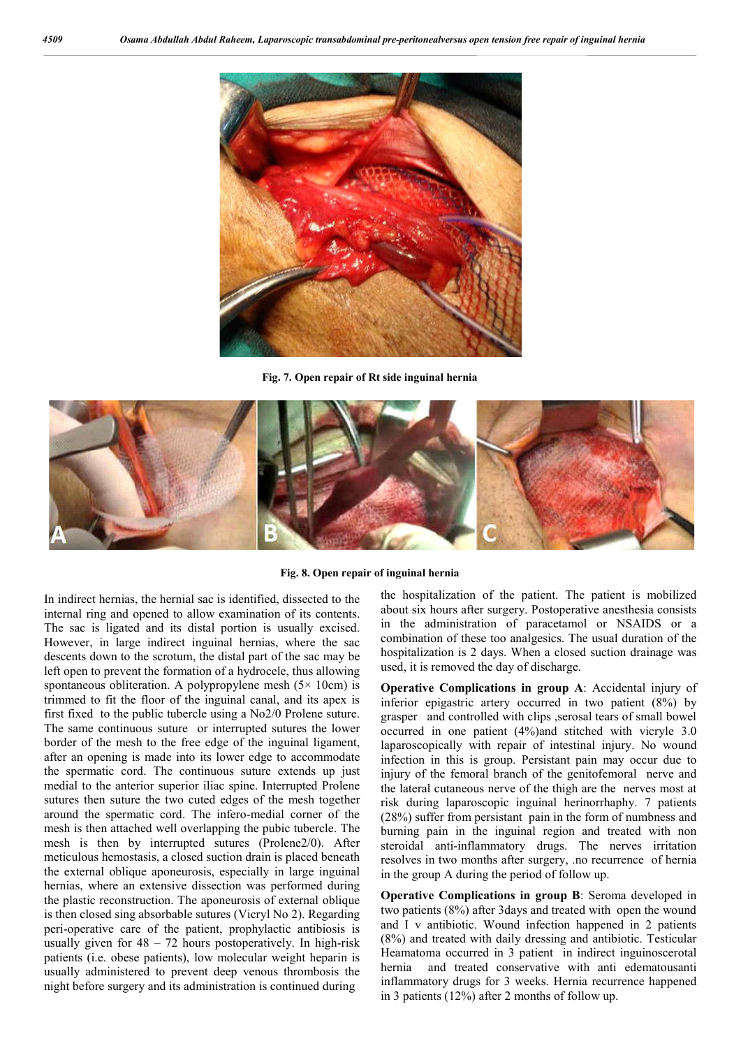Fig. 7. Open repair of Rt side inguinal hernia

Fig. 8. Open repair of inguinal hernia

In indirect hernias, the hernial sac is identified, dissected to the internal ring and opened to allow examination of its contents. The sac is ligated and its distal portion is usually excised. However, in large indirect inguinal hernias, where the sac descents down to the scrotum, the distal part of the sac may be left open to prevent the formation of a hydrocele, thus allowing spontaneous obliteration. A polypropylene mesh (5× 10cm) is trimmed to fit the floor of the inguinal canal, and its apex is first fixed to the public tubercle using a No2/0 Prolene suture. The same continuous suture or interrupted sutures the lower border of the mesh to the free edge of the inguinal ligament, after an opening is made into its lower edge to accommodate the spermatic cord. The continuous suture extends up just medial to the anterior superior iliac spine. Interrupted Prolene sutures then suture the two cuted edges of the mesh together around the spermatic cord. The infero-medial corner of the mesh is then attached well overlapping the pubic tubercle. The mesh is then by interrupted sutures (Prolene2/0). After meticulous hemostasis, a closed suction drain is placed beneath the external oblique aponeurosis, especially in large inguinal hernias, where an extensive dissection was performed during the plastic reconstruction. The aponeurosis of external oblique is then closed sing absorbable sutures (Vicryl No 2). Regarding peri-operative care of the patient, prophylactic antibiosis is usually given for 48 – 72 hours postoperatively. In high-risk patients (i.e. obese patients), low molecular weight heparin is usually administered to prevent deep venous thrombosis the night before surgery and its administration is continued during the hospitalization of the patient. The patient is mobilized about six hours after surgery. Postoperative anesthesia consists in the administration of paracetamol or NSAIDS or a combination of these too analgesics. The usual duration of the hospitalization is 2 days. When a closed suction drainage was used, it is removed the day of discharge.

**Operative Complications in group A**: Accidental injury of inferior epigastric artery occurred in two patient (8%) by grasper and controlled with clips ,serosal tears of small bowel occurred in one patient (4%)and stitched with vicryle 3.0 laparoscopically with repair of intestinal injury. No wound infection in this is group. Persistant pain may occur due to injury of the femoral branch of the genitofemoral nerve and the lateral cutaneous nerve of the thigh are the nerves most at risk during laparoscopic inguinal herinorrhaphy. 7 patients (28%) suffer from persistant pain in the form of numbness and burning pain in the inguinal region and treated with non steroidal anti-inflammatory drugs. The nerves irritation resolves in two months after surgery, .no recurrence of hernia in the group A during the period of follow up.

**Operative Complications in group B**: Seroma developed in two patients (8%) after 3days and treated with open the wound and I v antibiotic. Wound infection happened in 2 patients (8%) and treated with daily dressing and antibiotic. Testicular Heamatoma occurred in 3 patient in indirect inguinoscerotal hernia and treated conservative with anti edematousanti inflammatory drugs for 3 weeks. Hernia recurrence happened in 3 patients (12%) after 2 months of follow up.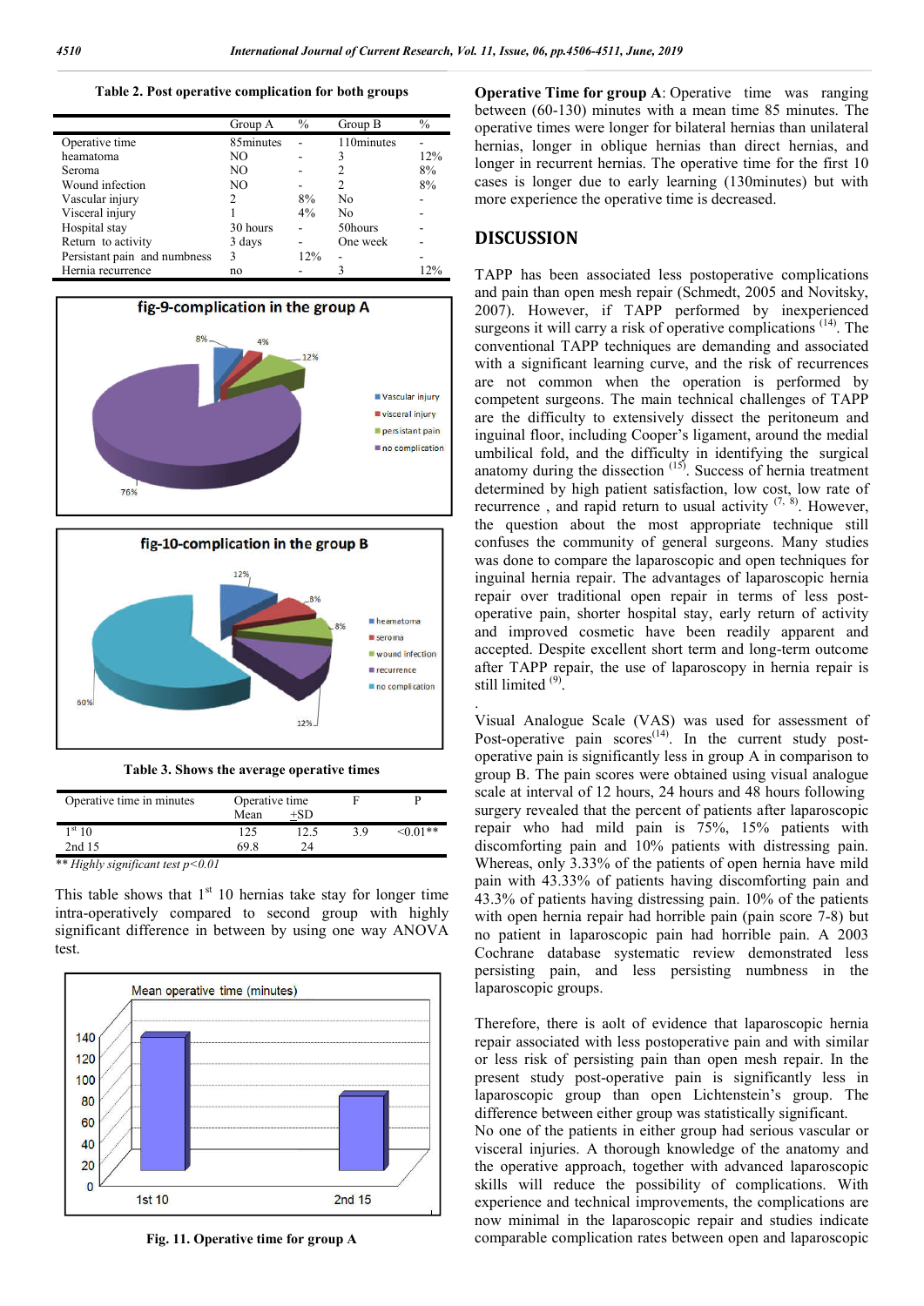**Table 2. Post operative complication for both groups**

| | Group A | % | Group B | % |
|---|---|---|---|---|
| Operative time | 85minutes | - | 110minutes | - |
| heamatoma | NO | - | 3 | 12% |
| Seroma | NO | - | 2 | 8% |
| Wound infection | NO | - | 2 | 8% |
| Vascular injury | 2 | 8% | No | - |
| Visceral injury | 1 | 4% | No | - |
| Hospital stay | 30 hours | - | 50hours | - |
| Return to activity | 3 days | - | One week | - |
| Persistant pain and numbness | 3 | 12% | - | - |
| Hernia recurrence | no | - | 3 | 12% |

fig-9-complication in the group A

fig-10-complication in the group B

**Table 3. Shows the average operative times**

| Operative time in minutes | Operative time Mean | $\pm$SD | F | P |
|---|---|---|---|---|
| 1st 10 | 125 | 12.5 | 3.9 | <0.01** |
| 2nd 15 | 69.8 | 24 | | |

*\*\* Highly significant test p<0.01*

This table shows that 1st 10 hernias take stay for longer time intra-operatively compared to second group with highly significant difference in between by using one way ANOVA test.

**Fig. 11. Operative time for group A**

**Operative Time for group A**: Operative time was ranging between (60-130) minutes with a mean time 85 minutes. The operative times were longer for bilateral hernias than unilateral hernias, longer in oblique hernias than direct hernias, and longer in recurrent hernias. The operative time for the first 10 cases is longer due to early learning (130minutes) but with more experience the operative time is decreased.

## DISCUSSION

TAPP has been associated less postoperative complications and pain than open mesh repair (Schmedt, 2005 and Novitsky, 2007). However, if TAPP performed by inexperienced surgeons it will carry a risk of operative complications [14]. The conventional TAPP techniques are demanding and associated with a significant learning curve, and the risk of recurrences are not common when the operation is performed by competent surgeons. The main technical challenges of TAPP are the difficulty to extensively dissect the peritoneum and inguinal floor, including Cooper's ligament, around the medial umbilical fold, and the difficulty in identifying the surgical anatomy during the dissection [15]. Success of hernia treatment determined by high patient satisfaction, low cost, low rate of recurrence , and rapid return to usual activity [7, 8]. However, the question about the most appropriate technique still confuses the community of general surgeons. Many studies was done to compare the laparoscopic and open techniques for inguinal hernia repair. The advantages of laparoscopic hernia repair over traditional open repair in terms of less post-operative pain, shorter hospital stay, early return of activity and improved cosmetic have been readily apparent and accepted. Despite excellent short term and long-term outcome after TAPP repair, the use of laparoscopy in hernia repair is still limited [9].

Visual Analogue Scale (VAS) was used for assessment of Post-operative pain scores[14]. In the current study post-operative pain is significantly less in group A in comparison to group B. The pain scores were obtained using visual analogue scale at interval of 12 hours, 24 hours and 48 hours following surgery revealed that the percent of patients after laparoscopic repair who had mild pain is 75%, 15% patients with discomforting pain and 10% patients with distressing pain. Whereas, only 3.33% of the patients of open hernia have mild pain with 43.33% of patients having discomforting pain and 43.3% of patients having distressing pain. 10% of the patients with open hernia repair had horrible pain (pain score 7-8) but no patient in laparoscopic pain had horrible pain. A 2003 Cochrane database systematic review demonstrated less persisting pain, and less persisting numbness in the laparoscopic groups.

Therefore, there is aolt of evidence that laparoscopic hernia repair associated with less postoperative pain and with similar or less risk of persisting pain than open mesh repair. In the present study post-operative pain is significantly less in laparoscopic group than open Lichtenstein's group. The difference between either group was statistically significant.
No one of the patients in either group had serious vascular or visceral injuries. A thorough knowledge of the anatomy and the operative approach, together with advanced laparoscopic skills will reduce the possibility of complications. With experience and technical improvements, the complications are now minimal in the laparoscopic repair and studies indicate comparable complication rates between open and laparoscopic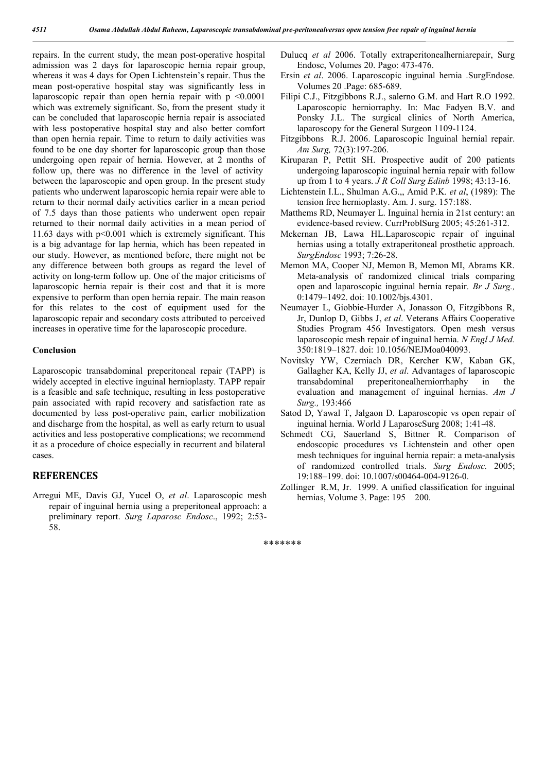repairs. In the current study, the mean post-operative hospital admission was 2 days for laparoscopic hernia repair group, whereas it was 4 days for Open Lichtenstein's repair. Thus the mean post-operative hospital stay was significantly less in laparoscopic repair than open hernia repair with $p < 0.0001$ which was extremely significant. So, from the present study it can be concluded that laparoscopic hernia repair is associated with less postoperative hospital stay and also better comfort than open hernia repair. Time to return to daily activities was found to be one day shorter for laparoscopic group than those undergoing open repair of hernia. However, at 2 months of follow up, there was no difference in the level of activity between the laparoscopic and open group. In the present study patients who underwent laparoscopic hernia repair were able to return to their normal daily activities earlier in a mean period of 7.5 days than those patients who underwent open repair returned to their normal daily activities in a mean period of 11.63 days with $p < 0.001$ which is extremely significant. This is a big advantage for lap hernia, which has been repeated in our study. However, as mentioned before, there might not be any difference between both groups as regard the level of activity on long-term follow up. One of the major criticisms of laparoscopic hernia repair is their cost and that it is more expensive to perform than open hernia repair. The main reason for this relates to the cost of equipment used for the laparoscopic repair and secondary costs attributed to perceived increases in operative time for the laparoscopic procedure.

## Conclusion

Laparoscopic transabdominal preperitoneal repair (TAPP) is widely accepted in elective inguinal hernioplasty. TAPP repair is a feasible and safe technique, resulting in less postoperative pain associated with rapid recovery and satisfaction rate as documented by less post-operative pain, earlier mobilization and discharge from the hospital, as well as early return to usual activities and less postoperative complications; we recommend it as a procedure of choice especially in recurrent and bilateral cases.

## REFERENCES

Arregui ME, Davis GJ, Yucel O, *et al*. Laparoscopic mesh repair of inguinal hernia using a preperitoneal approach: a preliminary report. *Surg Laparosc Endosc*., 1992; 2:53-58.

Dulucq *et al* 2006. Totally extraperitonealherniarepair, Surg Endosc, Volumes 20. Pago: 473-476.

Ersin *et al*. 2006. Laparoscopic inguinal hernia .SurgEndose. Volumes 20 .Page: 685-689.

Filipi C.J., Fitzgibbons R.J., salerno G.M. and Hart R.O 1992. Laparoscopic herniorrhaphy. In: Mac Fadyen B.V. and Ponsky J.L. The surgical clinics of North America, laparoscopy for the General Surgeon 1109-1124.

Fitzgibbons R.J. 2006. Laparoscopic Inguinal hernial repair. *Am Surg,* 72(3):197-206.

Kiruparan P, Pettit SH. Prospective audit of 200 patients undergoing laparoscopic inguinal hernia repair with follow up from 1 to 4 years. *J R Coll Surg Edinb* 1998; 43:13-16.

Lichtenstein I.L., Shulman A.G.,, Amid P.K. *et al*, (1989): The tension free hernioplasty. Am. J. surg. 157:188.

Matthems RD, Neumayer L. Inguinal hernia in 21st century: an evidence-based review. CurrProblSurg 2005; 45:261-312.

Mckernan JB, Lawa HL.Laparoscopic repair of inguinal hernias using a totally extraperitoneal prosthetic approach. *SurgEndosc* 1993; 7:26-28.

Memon MA, Cooper NJ, Memon B, Memon MI, Abrams KR. Meta-analysis of randomized clinical trials comparing open and laparoscopic inguinal hernia repair. *Br J Surg.,* 0:1479–1492. doi: 10.1002/bjs.4301.

Neumayer L, Giobbie-Hurder A, Jonasson O, Fitzgibbons R, Jr, Dunlop D, Gibbs J, *et al*. Veterans Affairs Cooperative Studies Program 456 Investigators. Open mesh versus laparoscopic mesh repair of inguinal hernia. *N Engl J Med.* 350:1819–1827. doi: 10.1056/NEJMoa040093.

Novitsky YW, Czerniach DR, Kercher KW, Kaban GK, Gallagher KA, Kelly JJ, *et al*. Advantages of laparoscopic transabdominal preperitonealherniorrhaphy in the evaluation and management of inguinal hernias. *Am J Surg.,* 193:466

Satod D, Yawal T, Jalgaon D. Laparoscopic vs open repair of inguinal hernia. World J LaparoscSurg 2008; 1:41-48.

Schmedt CG, Sauerland S, Bittner R. Comparison of endoscopic procedures vs Lichtenstein and other open mesh techniques for inguinal hernia repair: a meta-analysis of randomized controlled trials. *Surg Endosc.* 2005; 19:188–199. doi: 10.1007/s00464-004-9126-0.

Zollinger R.M, Jr. 1999. A unified classification for inguinal hernias, Volume 3. Page: 195 200.

*******